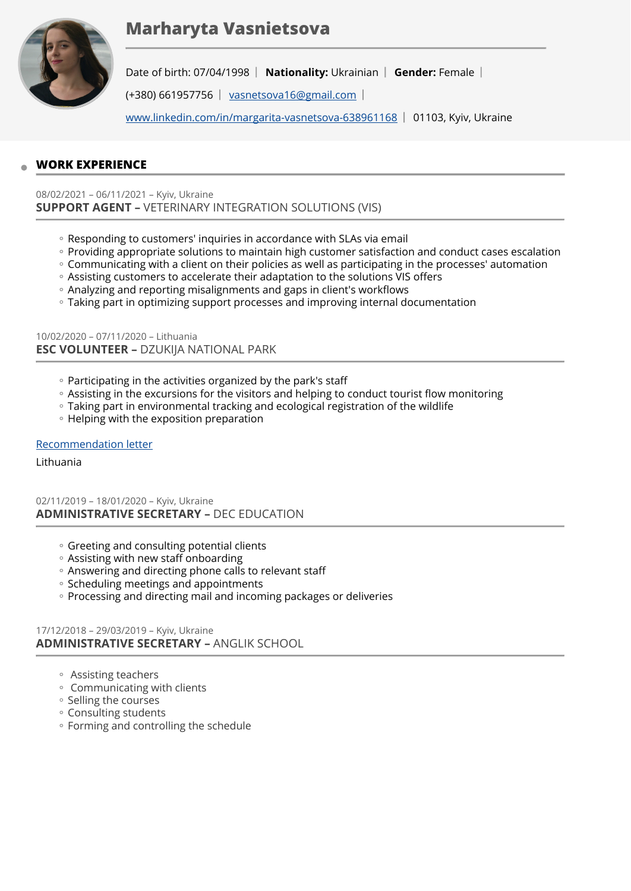# Marharyta Vasnietsova

Date of birth: 07/04/1998 | **Nationality:** Ukrainian | **Gender:** Female |

(+380) 661957756 | vasnetsova16@gmail.com |

www.linkedin.com/in/margarita-vasnetsova-638961168 | 01103, Kyiv, Ukraine

## WORK EXPERIENCE

08/02/2021 – 06/11/2021 – Kyiv, Ukraine

### SUPPORT AGENT – VETERINARY INTEGRATION SOLUTIONS (VIS)

- Responding to customers' inquiries in accordance with SLAs via email
- Providing appropriate solutions to maintain high customer satisfaction and conduct cases escalation
- Communicating with a client on their policies as well as participating in the processes' automation
- Assisting customers to accelerate their adaptation to the solutions VIS offers
- Analyzing and reporting misalignments and gaps in client's workflows
- Taking part in optimizing support processes and improving internal documentation

10/02/2020 – 07/11/2020 – Lithuania

### ESC VOLUNTEER – DZUKIJA NATIONAL PARK

- Participating in the activities organized by the park's staff
- Assisting in the excursions for the visitors and helping to conduct tourist flow monitoring
- Taking part in environmental tracking and ecological registration of the wildlife
- Helping with the exposition preparation

Recommendation letter

Lithuania

02/11/2019 – 18/01/2020 – Kyiv, Ukraine

### ADMINISTRATIVE SECRETARY – DEC EDUCATION

- Greeting and consulting potential clients
- Assisting with new staff onboarding
- Answering and directing phone calls to relevant staff
- Scheduling meetings and appointments
- Processing and directing mail and incoming packages or deliveries

17/12/2018 – 29/03/2019 – Kyiv, Ukraine

### ADMINISTRATIVE SECRETARY – ANGLIK SCHOOL

- Assisting teachers
- Communicating with clients
- Selling the courses
- Consulting students
- Forming and controlling the schedule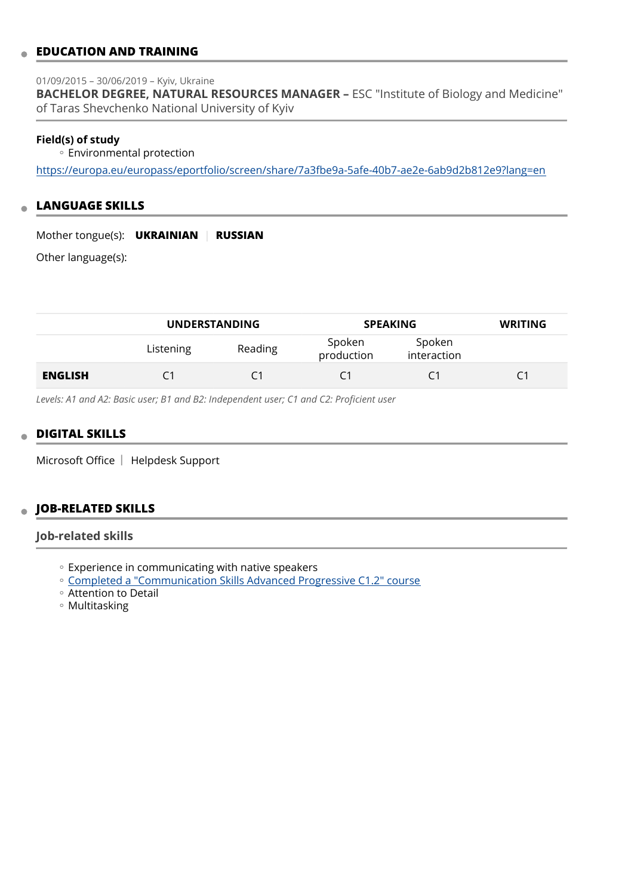## EDUCATION AND TRAINING

01/09/2015 – 30/06/2019 – Kyiv, Ukraine

**BACHELOR DEGREE, NATURAL RESOURCES MANAGER –** ESC "Institute of Biology and Medicine" of Taras Shevchenko National University of Kyiv

**Field(s) of study**

- Environmental protection

https://europa.eu/europass/eportfolio/screen/share/7a3fbe9a-5afe-40b7-ae2e-6ab9d2b812e9?lang=en

## LANGUAGE SKILLS

Mother tongue(s): **UKRAINIAN** | **RUSSIAN**

Other language(s):

| | UNDERSTANDING | | SPEAKING | | WRITING |
|---|---|---|---|---|---|
| | Listening | Reading | Spoken production | Spoken interaction | |
| **ENGLISH** | C1 | C1 | C1 | C1 | C1 |

*Levels: A1 and A2: Basic user; B1 and B2: Independent user; C1 and C2: Proficient user*

## DIGITAL SKILLS

Microsoft Office | Helpdesk Support

## JOB-RELATED SKILLS

### Job-related skills

- Experience in communicating with native speakers
- Completed a "Communication Skills Advanced Progressive C1.2" course
- Attention to Detail
- Multitasking